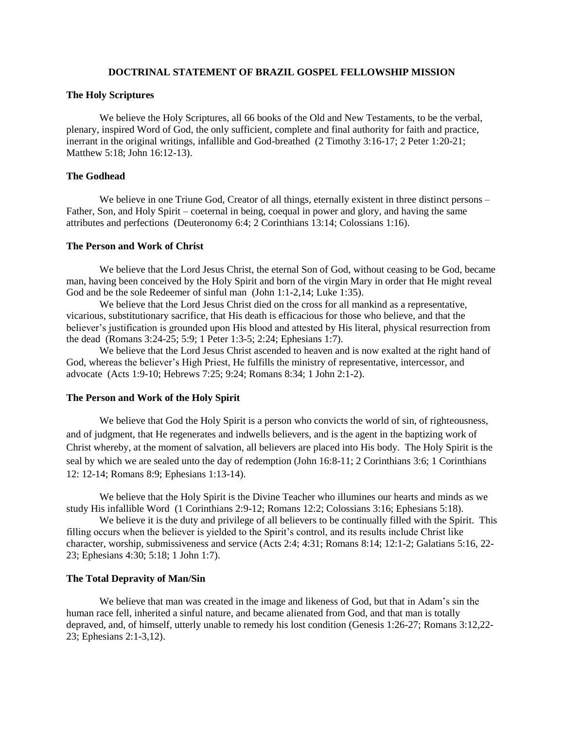# DOCTRINAL STATEMENT OF BRAZIL GOSPEL FELLOWSHIP MISSION

## The Holy Scriptures

We believe the Holy Scriptures, all 66 books of the Old and New Testaments, to be the verbal, plenary, inspired Word of God, the only sufficient, complete and final authority for faith and practice, inerrant in the original writings, infallible and God-breathed (2 Timothy 3:16-17; 2 Peter 1:20-21; Matthew 5:18; John 16:12-13).

## The Godhead

We believe in one Triune God, Creator of all things, eternally existent in three distinct persons – Father, Son, and Holy Spirit – coeternal in being, coequal in power and glory, and having the same attributes and perfections (Deuteronomy 6:4; 2 Corinthians 13:14; Colossians 1:16).

## The Person and Work of Christ

We believe that the Lord Jesus Christ, the eternal Son of God, without ceasing to be God, became man, having been conceived by the Holy Spirit and born of the virgin Mary in order that He might reveal God and be the sole Redeemer of sinful man (John 1:1-2,14; Luke 1:35).

We believe that the Lord Jesus Christ died on the cross for all mankind as a representative, vicarious, substitutionary sacrifice, that His death is efficacious for those who believe, and that the believer's justification is grounded upon His blood and attested by His literal, physical resurrection from the dead (Romans 3:24-25; 5:9; 1 Peter 1:3-5; 2:24; Ephesians 1:7).

We believe that the Lord Jesus Christ ascended to heaven and is now exalted at the right hand of God, whereas the believer's High Priest, He fulfills the ministry of representative, intercessor, and advocate (Acts 1:9-10; Hebrews 7:25; 9:24; Romans 8:34; 1 John 2:1-2).

## The Person and Work of the Holy Spirit

We believe that God the Holy Spirit is a person who convicts the world of sin, of righteousness, and of judgment, that He regenerates and indwells believers, and is the agent in the baptizing work of Christ whereby, at the moment of salvation, all believers are placed into His body. The Holy Spirit is the seal by which we are sealed unto the day of redemption (John 16:8-11; 2 Corinthians 3:6; 1 Corinthians 12: 12-14; Romans 8:9; Ephesians 1:13-14).

We believe that the Holy Spirit is the Divine Teacher who illumines our hearts and minds as we study His infallible Word (1 Corinthians 2:9-12; Romans 12:2; Colossians 3:16; Ephesians 5:18).

We believe it is the duty and privilege of all believers to be continually filled with the Spirit. This filling occurs when the believer is yielded to the Spirit's control, and its results include Christ like character, worship, submissiveness and service (Acts 2:4; 4:31; Romans 8:14; 12:1-2; Galatians 5:16, 22-23; Ephesians 4:30; 5:18; 1 John 1:7).

## The Total Depravity of Man/Sin

We believe that man was created in the image and likeness of God, but that in Adam's sin the human race fell, inherited a sinful nature, and became alienated from God, and that man is totally depraved, and, of himself, utterly unable to remedy his lost condition (Genesis 1:26-27; Romans 3:12,22-23; Ephesians 2:1-3,12).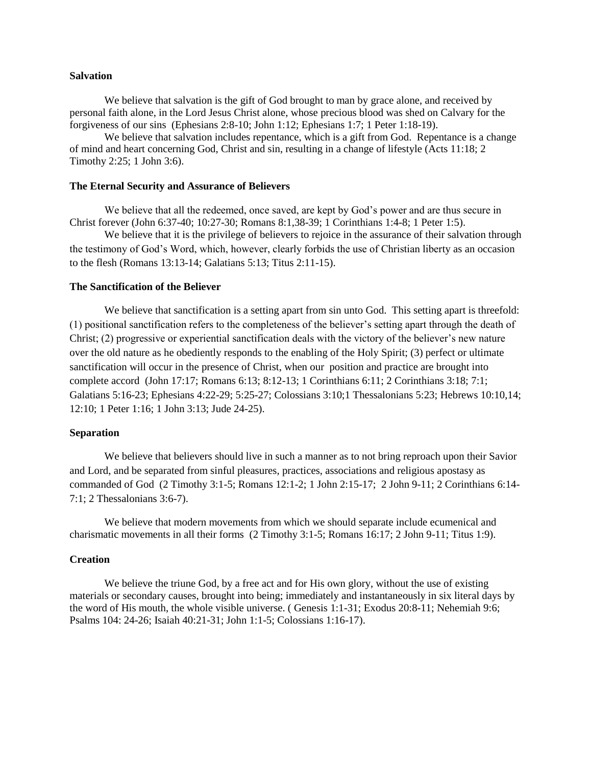**Salvation**

We believe that salvation is the gift of God brought to man by grace alone, and received by personal faith alone, in the Lord Jesus Christ alone, whose precious blood was shed on Calvary for the forgiveness of our sins (Ephesians 2:8-10; John 1:12; Ephesians 1:7; 1 Peter 1:18-19).

We believe that salvation includes repentance, which is a gift from God. Repentance is a change of mind and heart concerning God, Christ and sin, resulting in a change of lifestyle (Acts 11:18; 2 Timothy 2:25; 1 John 3:6).

**The Eternal Security and Assurance of Believers**

We believe that all the redeemed, once saved, are kept by God's power and are thus secure in Christ forever (John 6:37-40; 10:27-30; Romans 8:1,38-39; 1 Corinthians 1:4-8; 1 Peter 1:5).

We believe that it is the privilege of believers to rejoice in the assurance of their salvation through the testimony of God's Word, which, however, clearly forbids the use of Christian liberty as an occasion to the flesh (Romans 13:13-14; Galatians 5:13; Titus 2:11-15).

**The Sanctification of the Believer**

We believe that sanctification is a setting apart from sin unto God. This setting apart is threefold: (1) positional sanctification refers to the completeness of the believer's setting apart through the death of Christ; (2) progressive or experiential sanctification deals with the victory of the believer's new nature over the old nature as he obediently responds to the enabling of the Holy Spirit; (3) perfect or ultimate sanctification will occur in the presence of Christ, when our position and practice are brought into complete accord (John 17:17; Romans 6:13; 8:12-13; 1 Corinthians 6:11; 2 Corinthians 3:18; 7:1; Galatians 5:16-23; Ephesians 4:22-29; 5:25-27; Colossians 3:10;1 Thessalonians 5:23; Hebrews 10:10,14; 12:10; 1 Peter 1:16; 1 John 3:13; Jude 24-25).

**Separation**

We believe that believers should live in such a manner as to not bring reproach upon their Savior and Lord, and be separated from sinful pleasures, practices, associations and religious apostasy as commanded of God (2 Timothy 3:1-5; Romans 12:1-2; 1 John 2:15-17; 2 John 9-11; 2 Corinthians 6:14-7:1; 2 Thessalonians 3:6-7).

We believe that modern movements from which we should separate include ecumenical and charismatic movements in all their forms (2 Timothy 3:1-5; Romans 16:17; 2 John 9-11; Titus 1:9).

**Creation**

We believe the triune God, by a free act and for His own glory, without the use of existing materials or secondary causes, brought into being; immediately and instantaneously in six literal days by the word of His mouth, the whole visible universe. ( Genesis 1:1-31; Exodus 20:8-11; Nehemiah 9:6; Psalms 104: 24-26; Isaiah 40:21-31; John 1:1-5; Colossians 1:16-17).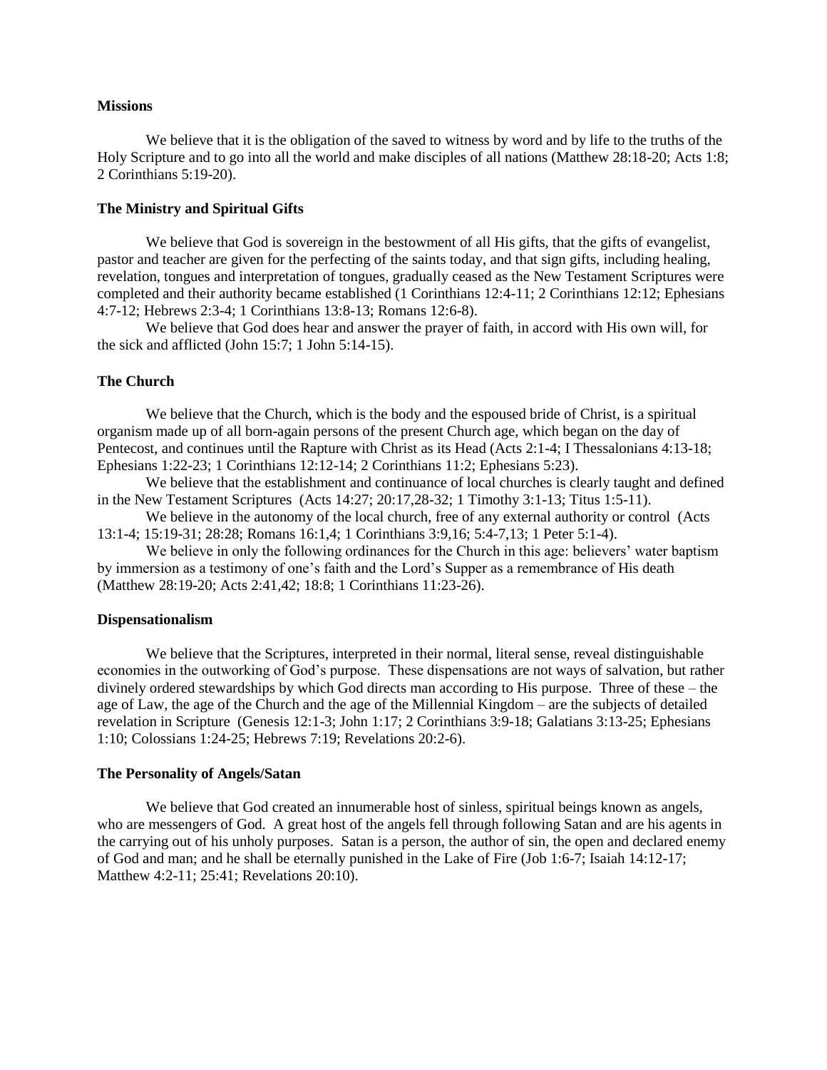### Missions

We believe that it is the obligation of the saved to witness by word and by life to the truths of the Holy Scripture and to go into all the world and make disciples of all nations (Matthew 28:18-20; Acts 1:8; 2 Corinthians 5:19-20).

### The Ministry and Spiritual Gifts

We believe that God is sovereign in the bestowment of all His gifts, that the gifts of evangelist, pastor and teacher are given for the perfecting of the saints today, and that sign gifts, including healing, revelation, tongues and interpretation of tongues, gradually ceased as the New Testament Scriptures were completed and their authority became established (1 Corinthians 12:4-11; 2 Corinthians 12:12; Ephesians 4:7-12; Hebrews 2:3-4; 1 Corinthians 13:8-13; Romans 12:6-8).

We believe that God does hear and answer the prayer of faith, in accord with His own will, for the sick and afflicted (John 15:7; 1 John 5:14-15).

### The Church

We believe that the Church, which is the body and the espoused bride of Christ, is a spiritual organism made up of all born-again persons of the present Church age, which began on the day of Pentecost, and continues until the Rapture with Christ as its Head (Acts 2:1-4; I Thessalonians 4:13-18; Ephesians 1:22-23; 1 Corinthians 12:12-14; 2 Corinthians 11:2; Ephesians 5:23).

We believe that the establishment and continuance of local churches is clearly taught and defined in the New Testament Scriptures (Acts 14:27; 20:17,28-32; 1 Timothy 3:1-13; Titus 1:5-11).

We believe in the autonomy of the local church, free of any external authority or control (Acts 13:1-4; 15:19-31; 28:28; Romans 16:1,4; 1 Corinthians 3:9,16; 5:4-7,13; 1 Peter 5:1-4).

We believe in only the following ordinances for the Church in this age: believers' water baptism by immersion as a testimony of one's faith and the Lord's Supper as a remembrance of His death (Matthew 28:19-20; Acts 2:41,42; 18:8; 1 Corinthians 11:23-26).

### Dispensationalism

We believe that the Scriptures, interpreted in their normal, literal sense, reveal distinguishable economies in the outworking of God's purpose. These dispensations are not ways of salvation, but rather divinely ordered stewardships by which God directs man according to His purpose. Three of these – the age of Law, the age of the Church and the age of the Millennial Kingdom – are the subjects of detailed revelation in Scripture (Genesis 12:1-3; John 1:17; 2 Corinthians 3:9-18; Galatians 3:13-25; Ephesians 1:10; Colossians 1:24-25; Hebrews 7:19; Revelations 20:2-6).

### The Personality of Angels/Satan

We believe that God created an innumerable host of sinless, spiritual beings known as angels, who are messengers of God. A great host of the angels fell through following Satan and are his agents in the carrying out of his unholy purposes. Satan is a person, the author of sin, the open and declared enemy of God and man; and he shall be eternally punished in the Lake of Fire (Job 1:6-7; Isaiah 14:12-17; Matthew 4:2-11; 25:41; Revelations 20:10).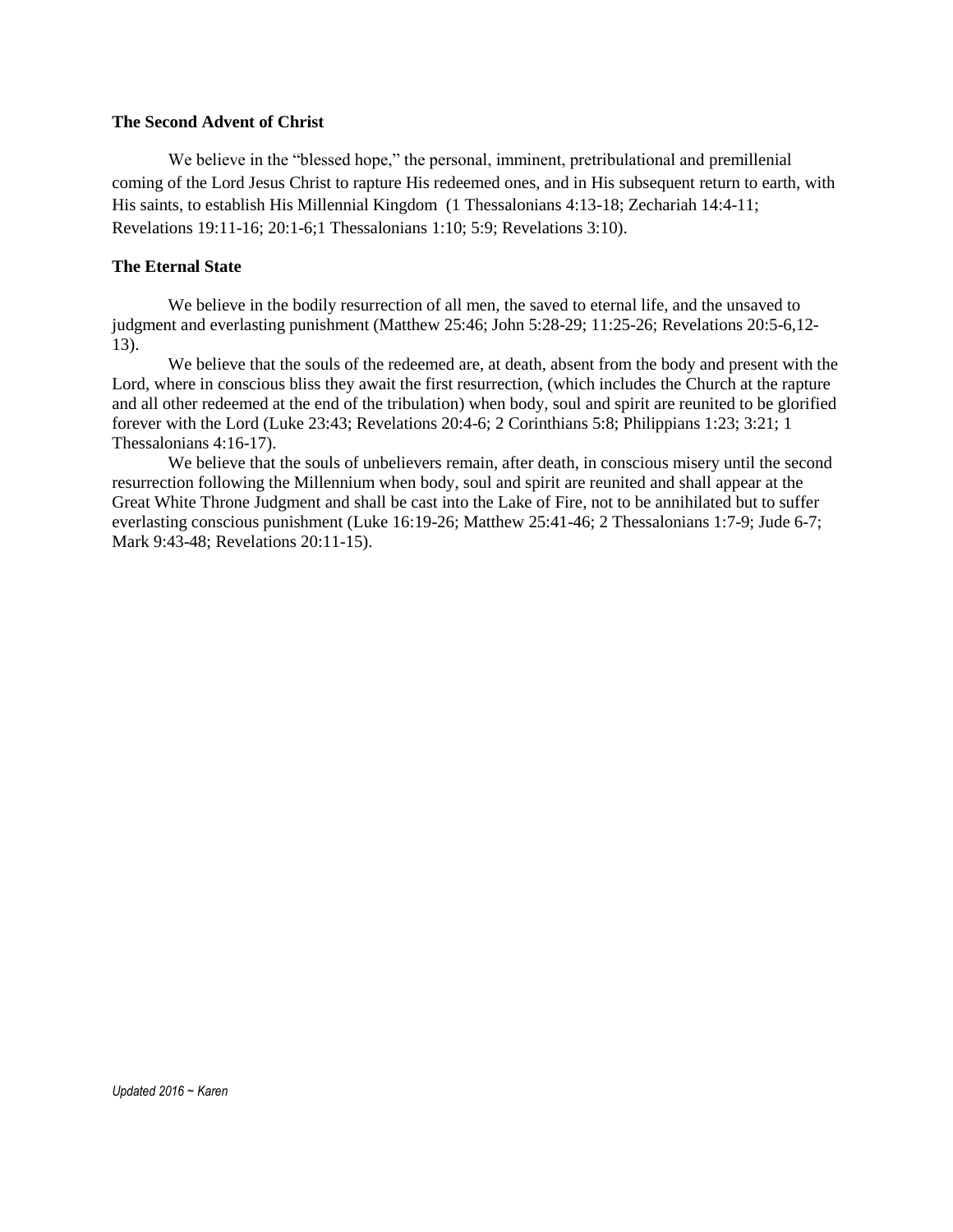**The Second Advent of Christ**

We believe in the "blessed hope," the personal, imminent, pretribulational and premillenial coming of the Lord Jesus Christ to rapture His redeemed ones, and in His subsequent return to earth, with His saints, to establish His Millennial Kingdom (1 Thessalonians 4:13-18; Zechariah 14:4-11; Revelations 19:11-16; 20:1-6;1 Thessalonians 1:10; 5:9; Revelations 3:10).

**The Eternal State**

We believe in the bodily resurrection of all men, the saved to eternal life, and the unsaved to judgment and everlasting punishment (Matthew 25:46; John 5:28-29; 11:25-26; Revelations 20:5-6,12-13).

We believe that the souls of the redeemed are, at death, absent from the body and present with the Lord, where in conscious bliss they await the first resurrection, (which includes the Church at the rapture and all other redeemed at the end of the tribulation) when body, soul and spirit are reunited to be glorified forever with the Lord (Luke 23:43; Revelations 20:4-6; 2 Corinthians 5:8; Philippians 1:23; 3:21; 1 Thessalonians 4:16-17).

We believe that the souls of unbelievers remain, after death, in conscious misery until the second resurrection following the Millennium when body, soul and spirit are reunited and shall appear at the Great White Throne Judgment and shall be cast into the Lake of Fire, not to be annihilated but to suffer everlasting conscious punishment (Luke 16:19-26; Matthew 25:41-46; 2 Thessalonians 1:7-9; Jude 6-7; Mark 9:43-48; Revelations 20:11-15).

*Updated 2016 ~ Karen*